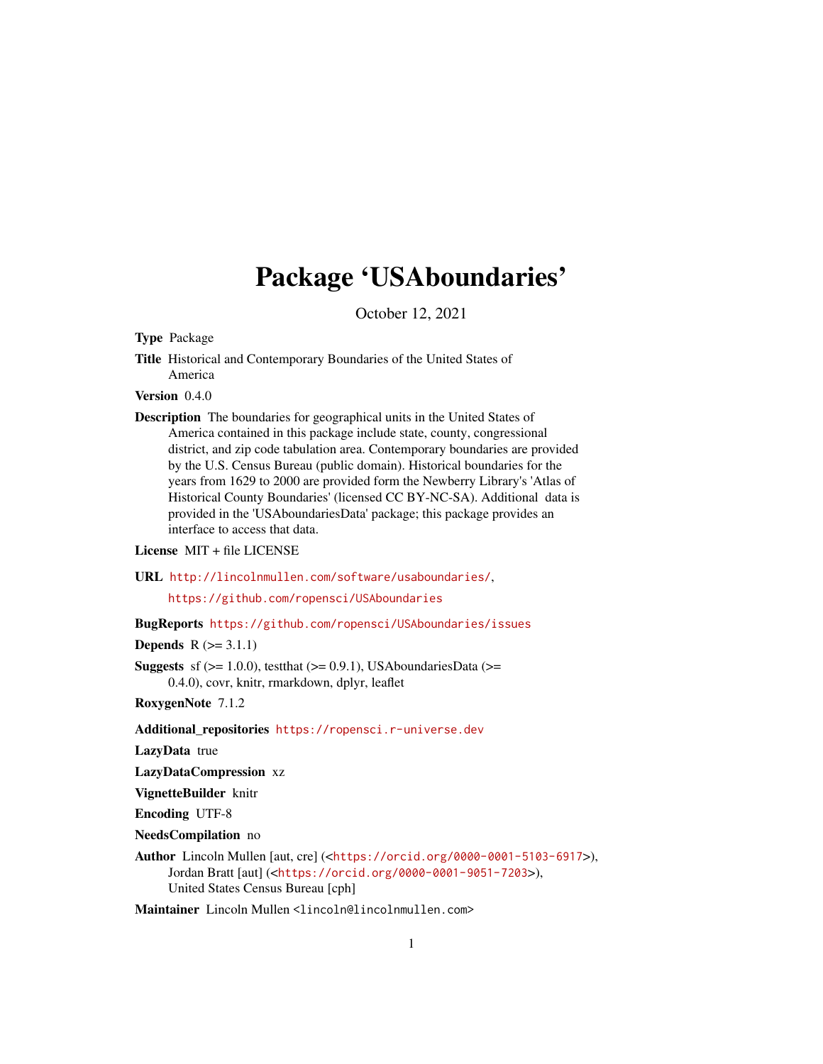# Package 'USAboundaries'

October 12, 2021

**Type** Package

**Title** Historical and Contemporary Boundaries of the United States of America

**Version** 0.4.0

**Description** The boundaries for geographical units in the United States of America contained in this package include state, county, congressional district, and zip code tabulation area. Contemporary boundaries are provided by the U.S. Census Bureau (public domain). Historical boundaries for the years from 1629 to 2000 are provided form the Newberry Library's 'Atlas of Historical County Boundaries' (licensed CC BY-NC-SA). Additional data is provided in the 'USAboundariesData' package; this package provides an interface to access that data.

**License** MIT + file LICENSE

**URL** http://lincolnmullen.com/software/usaboundaries/, https://github.com/ropensci/USAboundaries

**BugReports** https://github.com/ropensci/USAboundaries/issues

**Depends** R (>= 3.1.1)

**Suggests** sf (>= 1.0.0), testthat (>= 0.9.1), USAboundariesData (>= 0.4.0), covr, knitr, rmarkdown, dplyr, leaflet

**RoxygenNote** 7.1.2

**Additional_repositories** https://ropensci.r-universe.dev

**LazyData** true

**LazyDataCompression** xz

**VignetteBuilder** knitr

**Encoding** UTF-8

**NeedsCompilation** no

**Author** Lincoln Mullen [aut, cre] (<https://orcid.org/0000-0001-5103-6917>), Jordan Bratt [aut] (<https://orcid.org/0000-0001-9051-7203>), United States Census Bureau [cph]

**Maintainer** Lincoln Mullen <lincoln@lincolnmullen.com>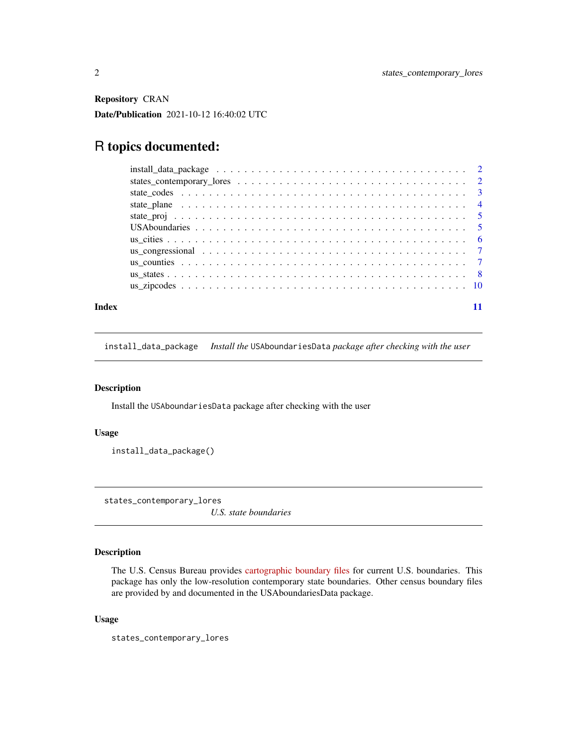**Repository** CRAN

**Date/Publication** 2021-10-12 16:40:02 UTC

## R topics documented:

- install_data_package . . . . . . . . . . . . . . . . . . . . . . . . . . . . . . . . . . . 2
- states_contemporary_lores . . . . . . . . . . . . . . . . . . . . . . . . . . . . . . . . 2
- state_codes . . . . . . . . . . . . . . . . . . . . . . . . . . . . . . . . . . . . . . . . 3
- state_plane . . . . . . . . . . . . . . . . . . . . . . . . . . . . . . . . . . . . . . . . 4
- state_proj . . . . . . . . . . . . . . . . . . . . . . . . . . . . . . . . . . . . . . . . . 5
- USAboundaries . . . . . . . . . . . . . . . . . . . . . . . . . . . . . . . . . . . . . . 5
- us_cities . . . . . . . . . . . . . . . . . . . . . . . . . . . . . . . . . . . . . . . . . 6
- us_congressional . . . . . . . . . . . . . . . . . . . . . . . . . . . . . . . . . . . . . 7
- us_counties . . . . . . . . . . . . . . . . . . . . . . . . . . . . . . . . . . . . . . . . 7
- us_states . . . . . . . . . . . . . . . . . . . . . . . . . . . . . . . . . . . . . . . . . 8
- us_zipcodes . . . . . . . . . . . . . . . . . . . . . . . . . . . . . . . . . . . . . . . . 10

**Index** 11

---

`install_data_package` *Install the* `USAboundariesData` *package after checking with the user*

---

### Description

Install the `USAboundariesData` package after checking with the user

### Usage

```
install_data_package()
```

---

`states_contemporary_lores` *U.S. state boundaries*

---

### Description

The U.S. Census Bureau provides cartographic boundary files for current U.S. boundaries. This package has only the low-resolution contemporary state boundaries. Other census boundary files are provided by and documented in the USAboundariesData package.

### Usage

```
states_contemporary_lores
```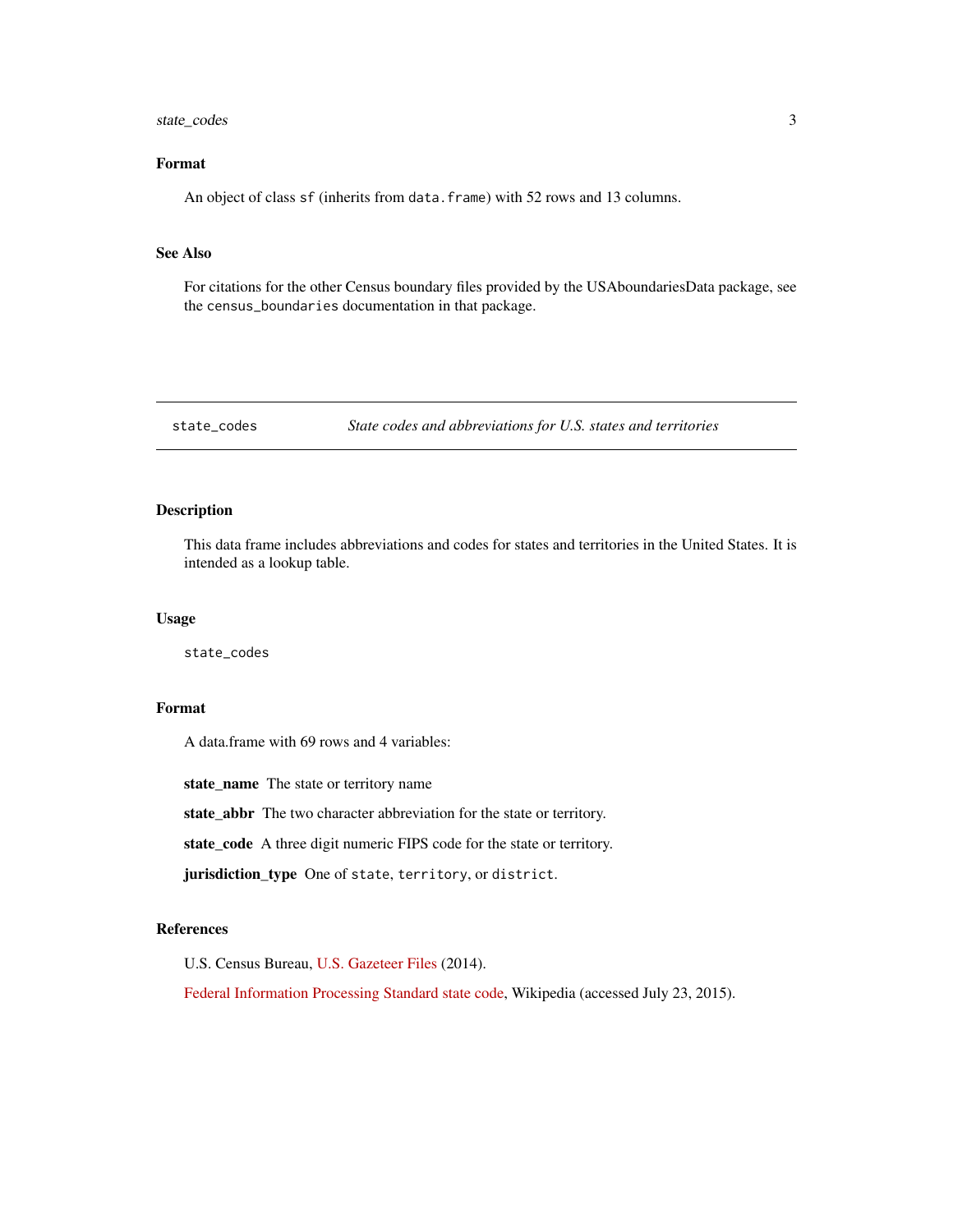### Format

An object of class `sf` (inherits from `data.frame`) with 52 rows and 13 columns.

### See Also

For citations for the other Census boundary files provided by the USAboundariesData package, see the `census_boundaries` documentation in that package.

---

## state_codes — *State codes and abbreviations for U.S. states and territories*

---

### Description

This data frame includes abbreviations and codes for states and territories in the United States. It is intended as a lookup table.

### Usage

```
state_codes
```

### Format

A data.frame with 69 rows and 4 variables:

**state_name** The state or territory name

**state_abbr** The two character abbreviation for the state or territory.

**state_code** A three digit numeric FIPS code for the state or territory.

**jurisdiction_type** One of `state`, `territory`, or `district`.

### References

U.S. Census Bureau, U.S. Gazeteer Files (2014).

Federal Information Processing Standard state code, Wikipedia (accessed July 23, 2015).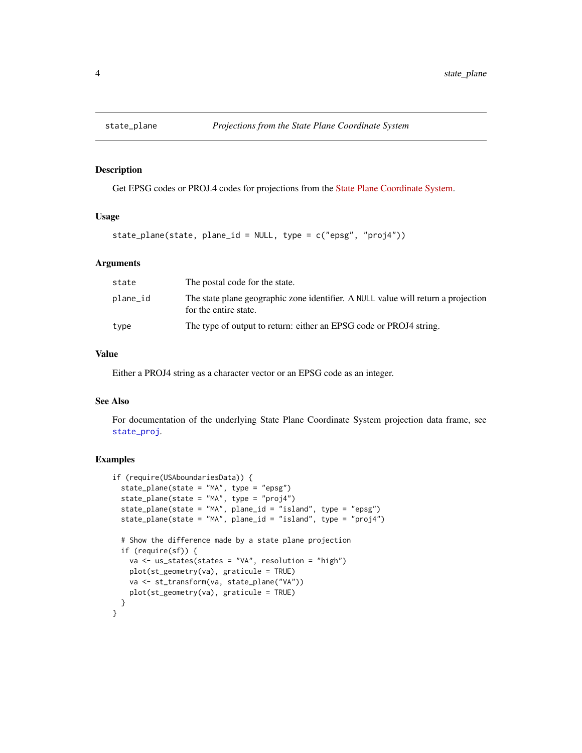## state_plane — *Projections from the State Plane Coordinate System*

### Description

Get EPSG codes or PROJ.4 codes for projections from the State Plane Coordinate System.

### Usage

```
state_plane(state, plane_id = NULL, type = c("epsg", "proj4"))
```

### Arguments

| | |
|---|---|
| `state` | The postal code for the state. |
| `plane_id` | The state plane geographic zone identifier. A `NULL` value will return a projection for the entire state. |
| `type` | The type of output to return: either an EPSG code or PROJ4 string. |

### Value

Either a PROJ4 string as a character vector or an EPSG code as an integer.

### See Also

For documentation of the underlying State Plane Coordinate System projection data frame, see `state_proj`.

### Examples

```
if (require(USAboundariesData)) {
  state_plane(state = "MA", type = "epsg")
  state_plane(state = "MA", type = "proj4")
  state_plane(state = "MA", plane_id = "island", type = "epsg")
  state_plane(state = "MA", plane_id = "island", type = "proj4")

  # Show the difference made by a state plane projection
  if (require(sf)) {
    va <- us_states(states = "VA", resolution = "high")
    plot(st_geometry(va), graticule = TRUE)
    va <- st_transform(va, state_plane("VA"))
    plot(st_geometry(va), graticule = TRUE)
  }
}
```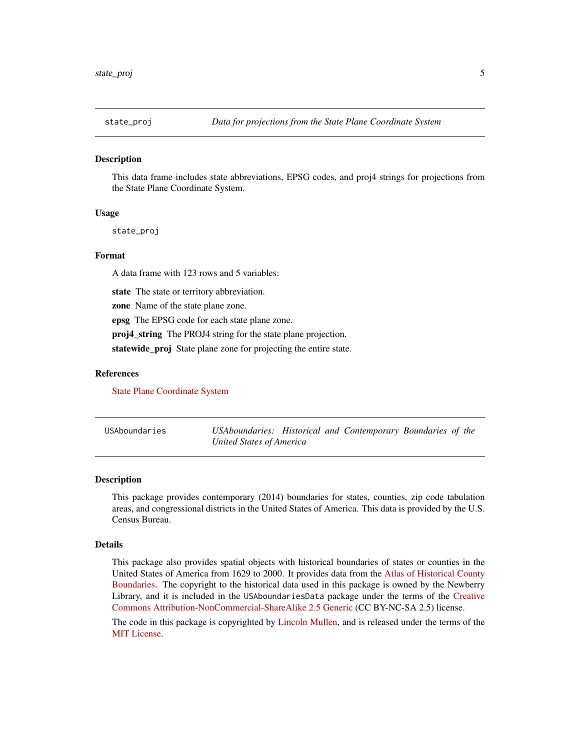## state_proj — *Data for projections from the State Plane Coordinate System*

### Description

This data frame includes state abbreviations, EPSG codes, and proj4 strings for projections from the State Plane Coordinate System.

### Usage

```
state_proj
```

### Format

A data frame with 123 rows and 5 variables:

**state** The state or territory abbreviation.

**zone** Name of the state plane zone.

**epsg** The EPSG code for each state plane zone.

**proj4_string** The PROJ4 string for the state plane projection.

**statewide_proj** State plane zone for projecting the entire state.

### References

State Plane Coordinate System

## USAboundaries — *USAboundaries: Historical and Contemporary Boundaries of the United States of America*

### Description

This package provides contemporary (2014) boundaries for states, counties, zip code tabulation areas, and congressional districts in the United States of America. This data is provided by the U.S. Census Bureau.

### Details

This package also provides spatial objects with historical boundaries of states or counties in the United States of America from 1629 to 2000. It provides data from the Atlas of Historical County Boundaries. The copyright to the historical data used in this package is owned by the Newberry Library, and it is included in the `USAboundariesData` package under the terms of the Creative Commons Attribution-NonCommercial-ShareAlike 2.5 Generic (CC BY-NC-SA 2.5) license.

The code in this package is copyrighted by Lincoln Mullen, and is released under the terms of the MIT License.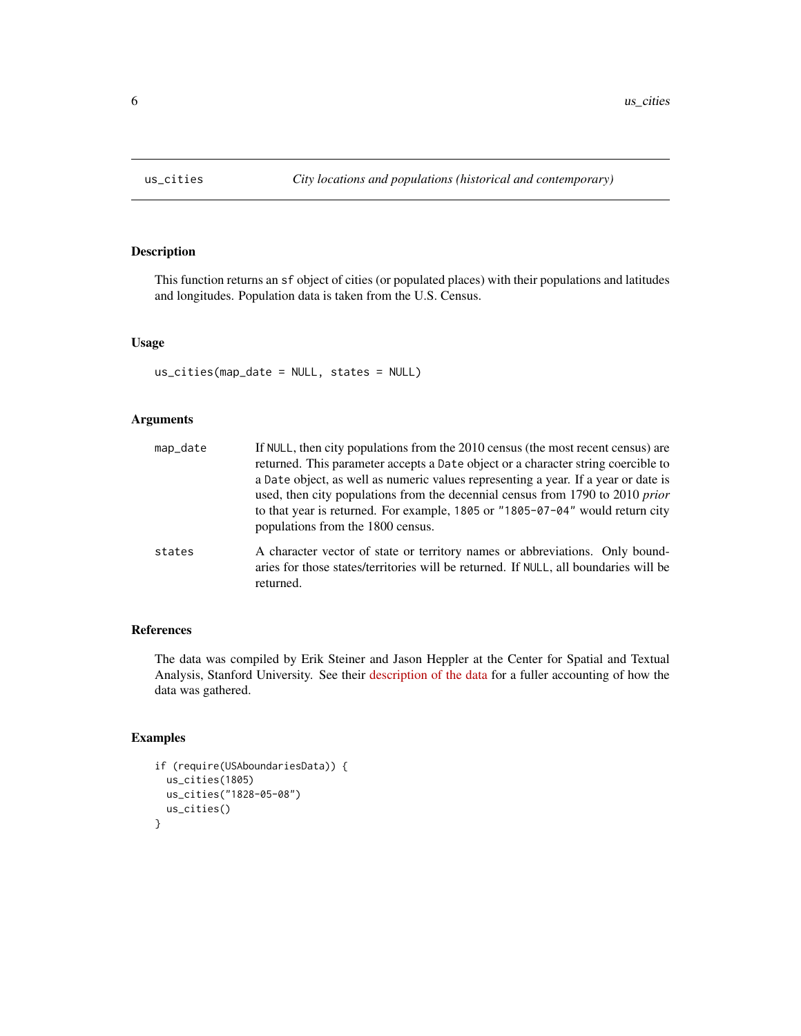# us_cities — *City locations and populations (historical and contemporary)*

## Description

This function returns an `sf` object of cities (or populated places) with their populations and latitudes and longitudes. Population data is taken from the U.S. Census.

## Usage

```
us_cities(map_date = NULL, states = NULL)
```

## Arguments

| | |
|---|---|
| `map_date` | If `NULL`, then city populations from the 2010 census (the most recent census) are returned. This parameter accepts a `Date` object or a character string coercible to a `Date` object, as well as numeric values representing a year. If a year or date is used, then city populations from the decennial census from 1790 to 2010 *prior* to that year is returned. For example, `1805` or `"1805-07-04"` would return city populations from the 1800 census. |
| `states` | A character vector of state or territory names or abbreviations. Only boundaries for those states/territories will be returned. If `NULL`, all boundaries will be returned. |

## References

The data was compiled by Erik Steiner and Jason Heppler at the Center for Spatial and Textual Analysis, Stanford University. See their description of the data for a fuller accounting of how the data was gathered.

## Examples

```
if (require(USAboundariesData)) {
  us_cities(1805)
  us_cities("1828-05-08")
  us_cities()
}
```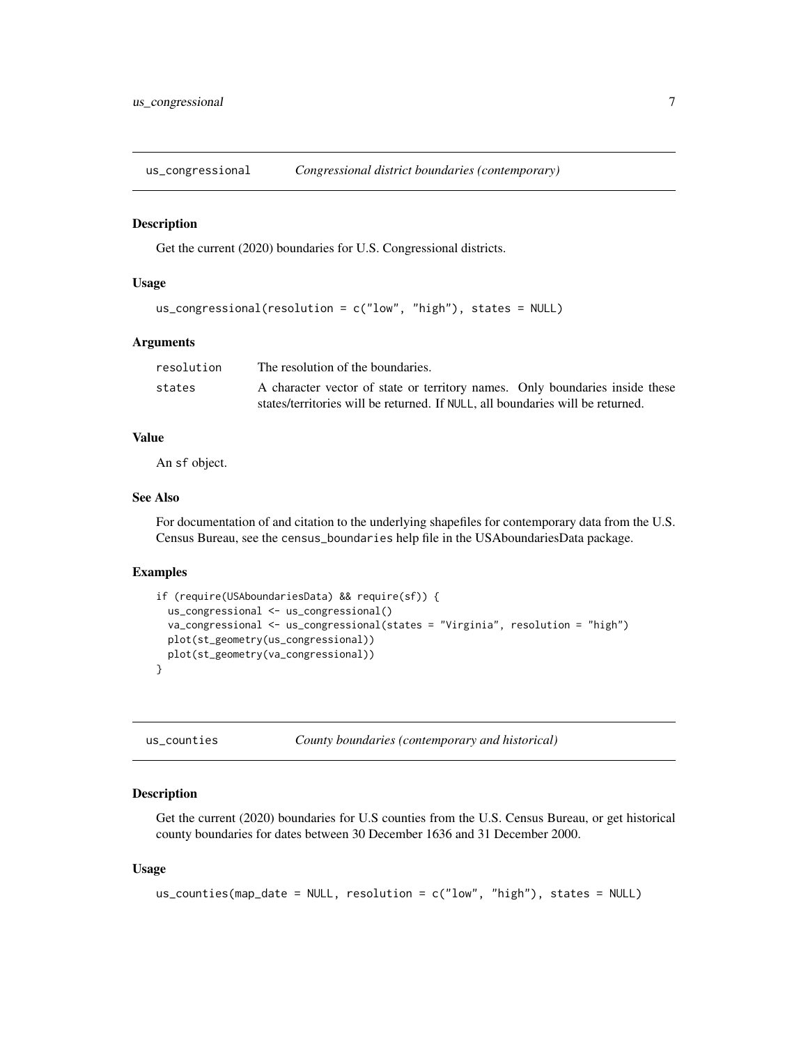## us_congressional *Congressional district boundaries (contemporary)*

### Description

Get the current (2020) boundaries for U.S. Congressional districts.

### Usage

```
us_congressional(resolution = c("low", "high"), states = NULL)
```

### Arguments

| | |
|---|---|
| resolution | The resolution of the boundaries. |
| states | A character vector of state or territory names. Only boundaries inside these states/territories will be returned. If NULL, all boundaries will be returned. |

### Value

An sf object.

### See Also

For documentation of and citation to the underlying shapefiles for contemporary data from the U.S. Census Bureau, see the census_boundaries help file in the USAboundariesData package.

### Examples

```
if (require(USAboundariesData) && require(sf)) {
  us_congressional <- us_congressional()
  va_congressional <- us_congressional(states = "Virginia", resolution = "high")
  plot(st_geometry(us_congressional))
  plot(st_geometry(va_congressional))
}
```

## us_counties *County boundaries (contemporary and historical)*

### Description

Get the current (2020) boundaries for U.S counties from the U.S. Census Bureau, or get historical county boundaries for dates between 30 December 1636 and 31 December 2000.

### Usage

```
us_counties(map_date = NULL, resolution = c("low", "high"), states = NULL)
```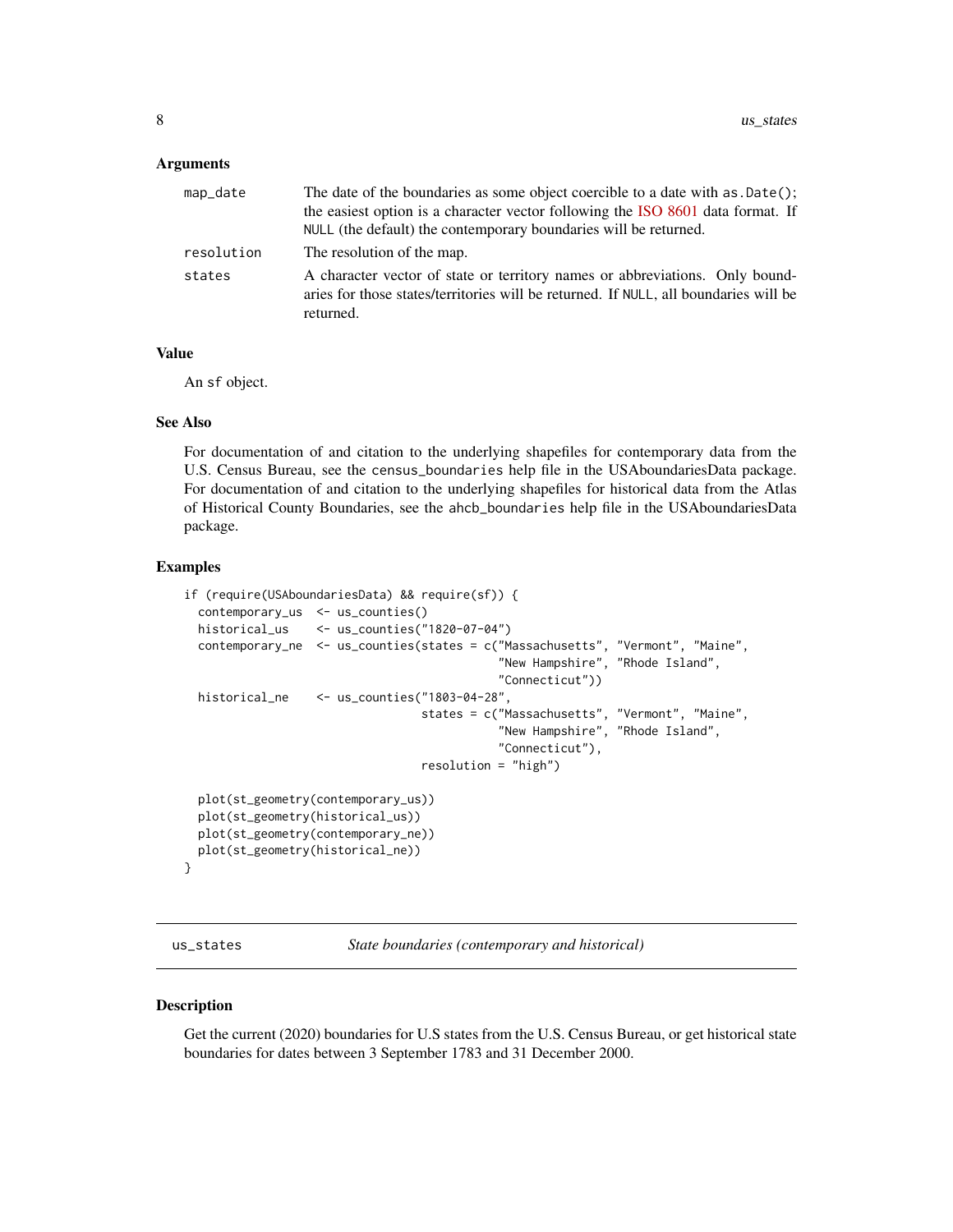### Arguments

| | |
|---|---|
| map_date | The date of the boundaries as some object coercible to a date with as.Date(); the easiest option is a character vector following the ISO 8601 data format. If NULL (the default) the contemporary boundaries will be returned. |
| resolution | The resolution of the map. |
| states | A character vector of state or territory names or abbreviations. Only boundaries for those states/territories will be returned. If NULL, all boundaries will be returned. |

### Value

An sf object.

### See Also

For documentation of and citation to the underlying shapefiles for contemporary data from the U.S. Census Bureau, see the census_boundaries help file in the USAboundariesData package. For documentation of and citation to the underlying shapefiles for historical data from the Atlas of Historical County Boundaries, see the ahcb_boundaries help file in the USAboundariesData package.

### Examples

```
if (require(USAboundariesData) && require(sf)) {
  contemporary_us  <- us_counties()
  historical_us    <- us_counties("1820-07-04")
  contemporary_ne  <- us_counties(states = c("Massachusetts", "Vermont", "Maine",
                                             "New Hampshire", "Rhode Island",
                                             "Connecticut"))
  historical_ne    <- us_counties("1803-04-28",
                                  states = c("Massachusetts", "Vermont", "Maine",
                                             "New Hampshire", "Rhode Island",
                                             "Connecticut"),
                                  resolution = "high")

  plot(st_geometry(contemporary_us))
  plot(st_geometry(historical_us))
  plot(st_geometry(contemporary_ne))
  plot(st_geometry(historical_ne))
}
```

---

## us_states — *State boundaries (contemporary and historical)*

### Description

Get the current (2020) boundaries for U.S states from the U.S. Census Bureau, or get historical state boundaries for dates between 3 September 1783 and 31 December 2000.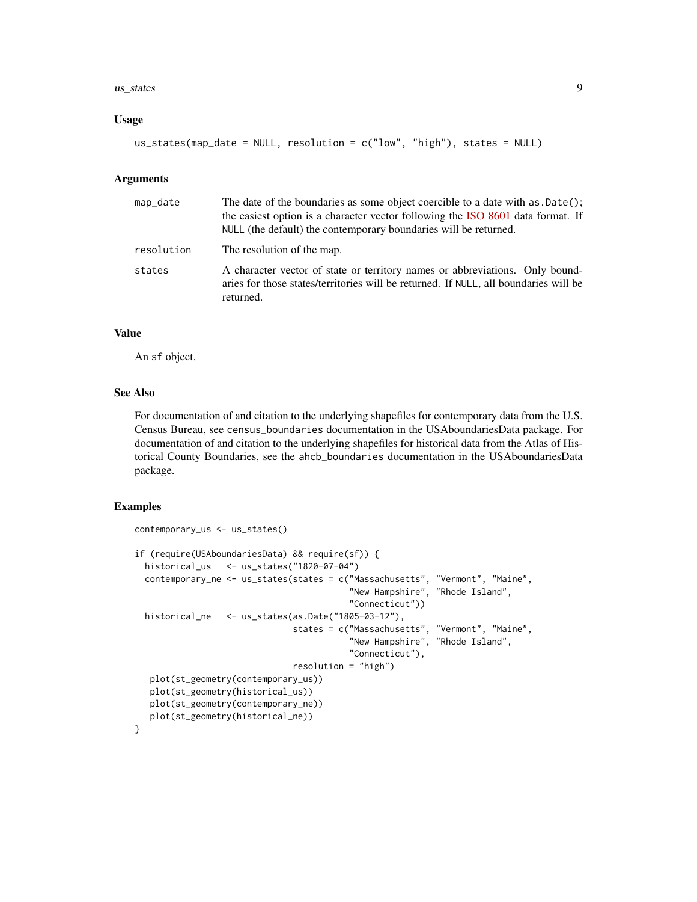### Usage

```
us_states(map_date = NULL, resolution = c("low", "high"), states = NULL)
```

### Arguments

| | |
|---|---|
| `map_date` | The date of the boundaries as some object coercible to a date with `as.Date()`; the easiest option is a character vector following the ISO 8601 data format. If `NULL` (the default) the contemporary boundaries will be returned. |
| `resolution` | The resolution of the map. |
| `states` | A character vector of state or territory names or abbreviations. Only boundaries for those states/territories will be returned. If `NULL`, all boundaries will be returned. |

### Value

An `sf` object.

### See Also

For documentation of and citation to the underlying shapefiles for contemporary data from the U.S. Census Bureau, see `census_boundaries` documentation in the USAboundariesData package. For documentation of and citation to the underlying shapefiles for historical data from the Atlas of Historical County Boundaries, see the `ahcb_boundaries` documentation in the USAboundariesData package.

### Examples

```
contemporary_us <- us_states()

if (require(USAboundariesData) && require(sf)) {
  historical_us   <- us_states("1820-07-04")
  contemporary_ne <- us_states(states = c("Massachusetts", "Vermont", "Maine",
                                          "New Hampshire", "Rhode Island",
                                          "Connecticut"))
  historical_ne   <- us_states(as.Date("1805-03-12"),
                               states = c("Massachusetts", "Vermont", "Maine",
                                          "New Hampshire", "Rhode Island",
                                          "Connecticut"),
                               resolution = "high")
   plot(st_geometry(contemporary_us))
   plot(st_geometry(historical_us))
   plot(st_geometry(contemporary_ne))
   plot(st_geometry(historical_ne))
}
```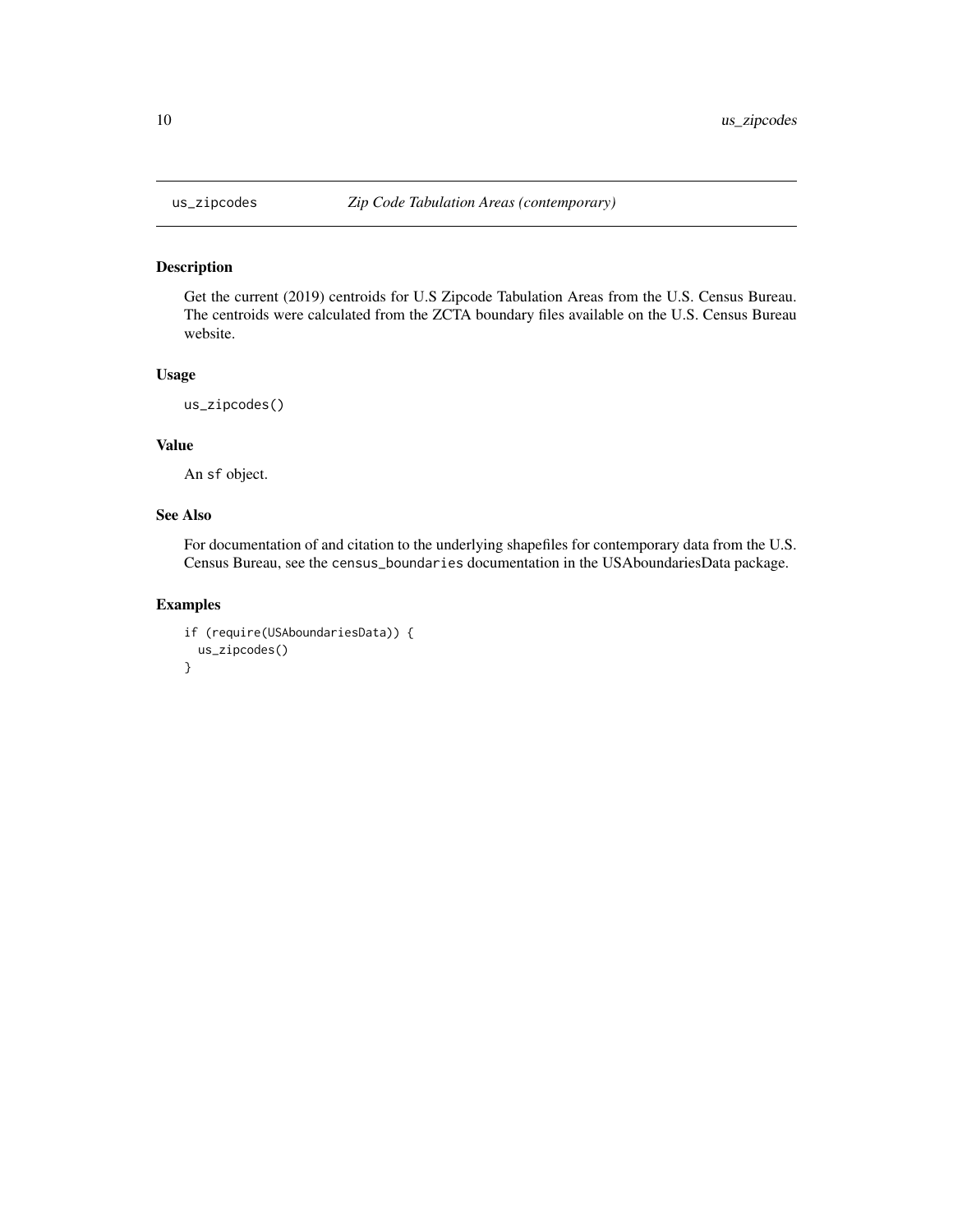## us_zipcodes *Zip Code Tabulation Areas (contemporary)*

### Description

Get the current (2019) centroids for U.S Zipcode Tabulation Areas from the U.S. Census Bureau. The centroids were calculated from the ZCTA boundary files available on the U.S. Census Bureau website.

### Usage

```
us_zipcodes()
```

### Value

An `sf` object.

### See Also

For documentation of and citation to the underlying shapefiles for contemporary data from the U.S. Census Bureau, see the `census_boundaries` documentation in the USAboundariesData package.

### Examples

```
if (require(USAboundariesData)) {
  us_zipcodes()
}
```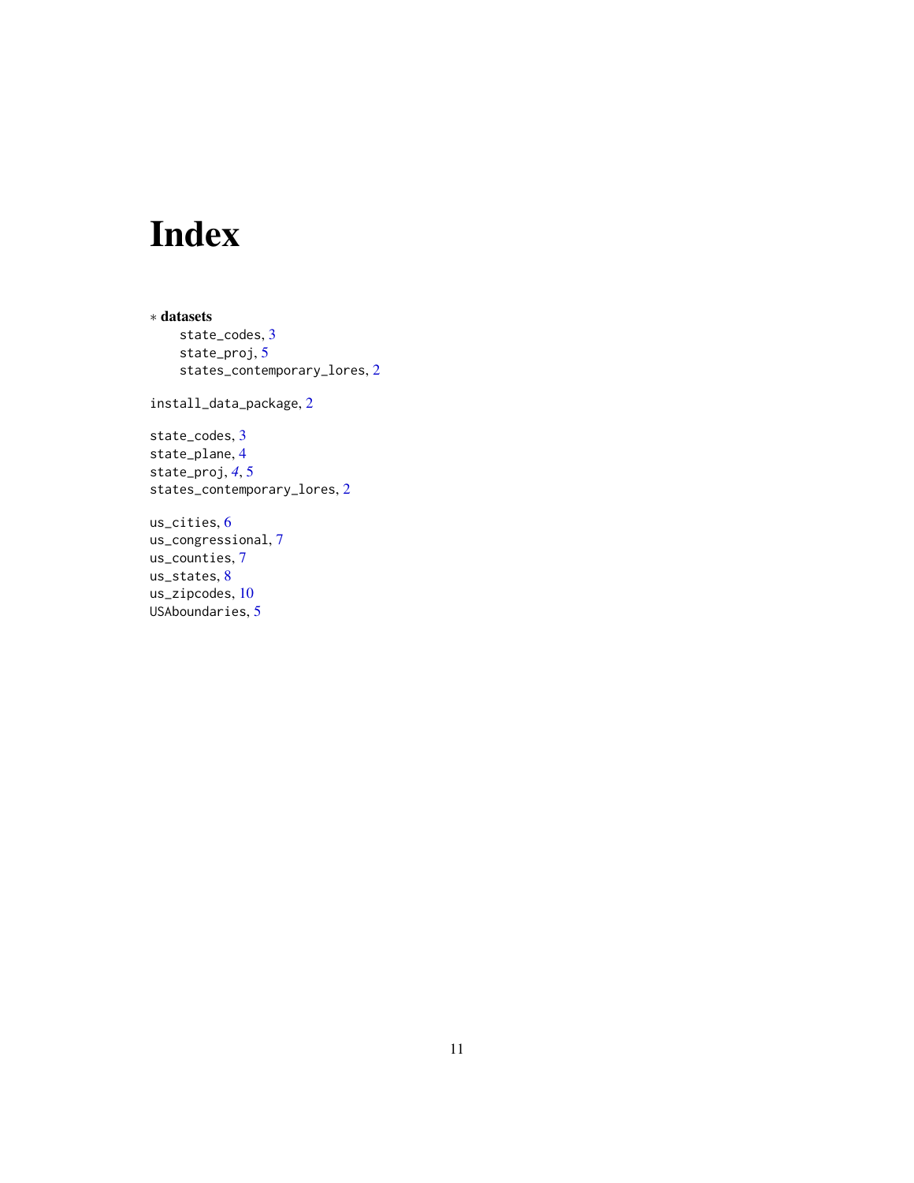# Index

∗ **datasets**

    state_codes, 3
    state_proj, 5
    states_contemporary_lores, 2

install_data_package, 2

state_codes, 3
state_plane, 4
state_proj, *4*, 5
states_contemporary_lores, 2

us_cities, 6
us_congressional, 7
us_counties, 7
us_states, 8
us_zipcodes, 10
USAboundaries, 5